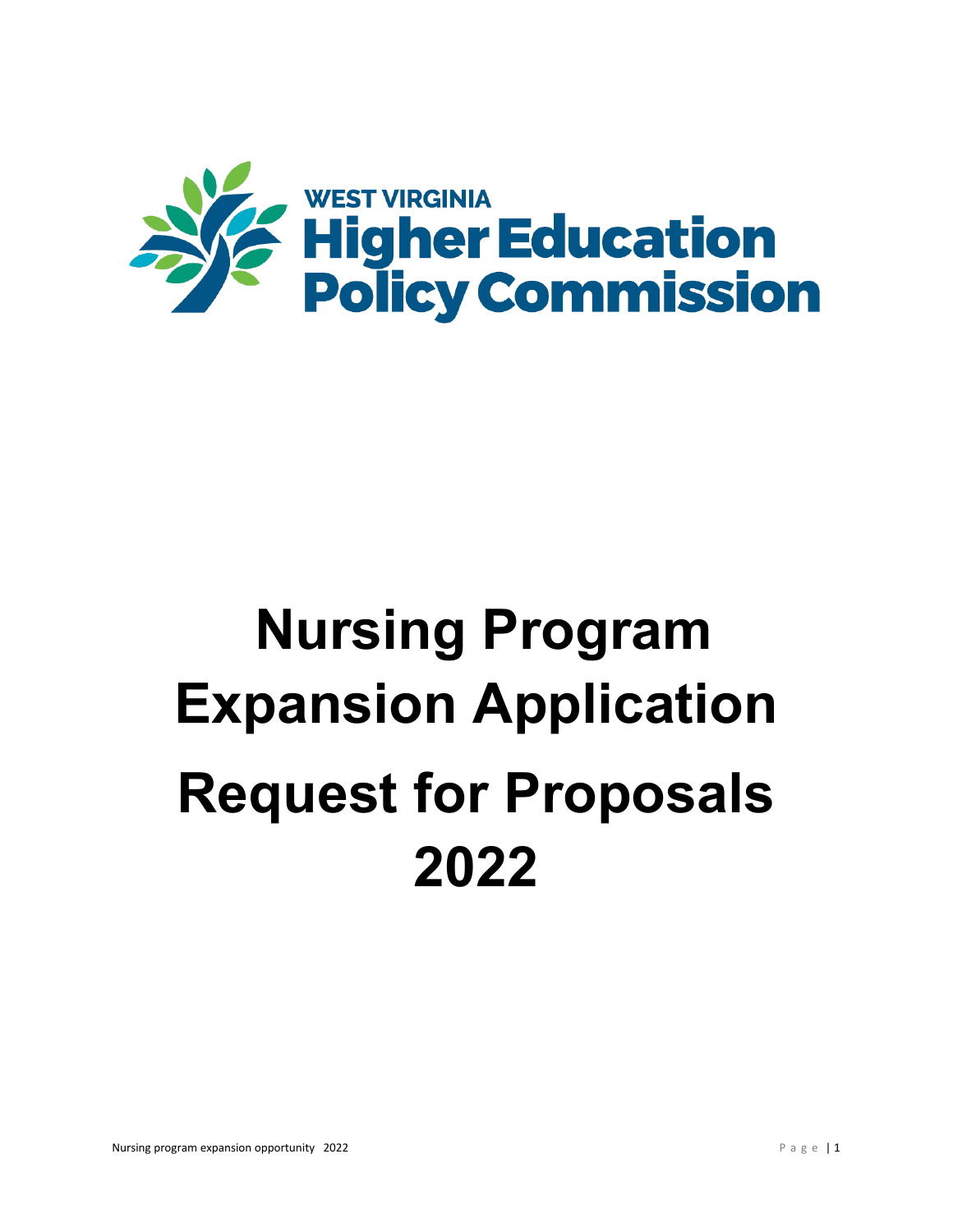WEST VIRGINIA
Higher Education
Policy Commission

# Nursing Program Expansion Application Request for Proposals 2022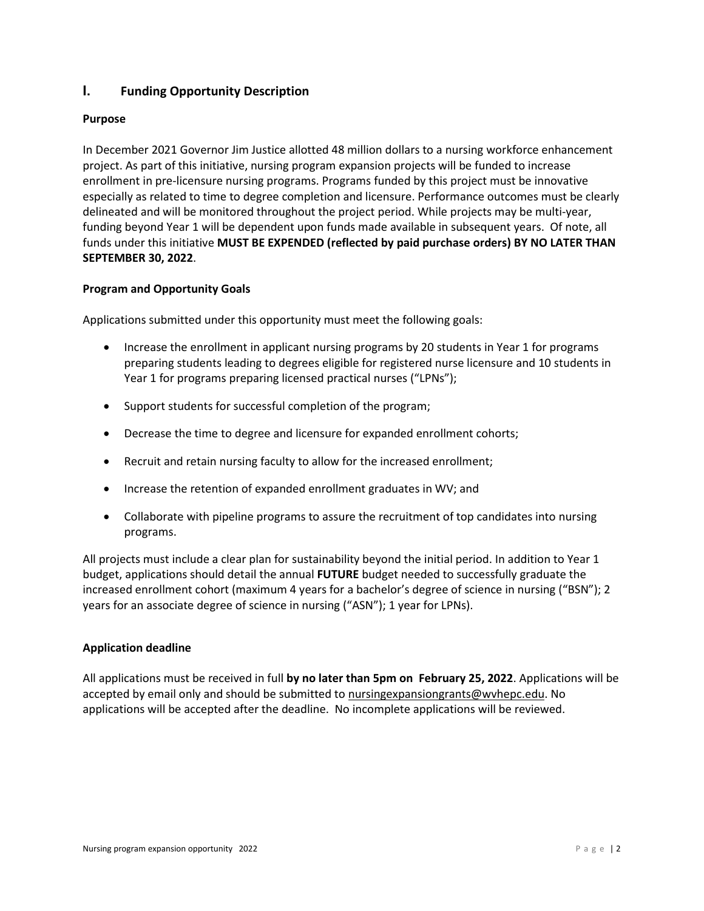## I. Funding Opportunity Description

### Purpose

In December 2021 Governor Jim Justice allotted 48 million dollars to a nursing workforce enhancement project. As part of this initiative, nursing program expansion projects will be funded to increase enrollment in pre-licensure nursing programs. Programs funded by this project must be innovative especially as related to time to degree completion and licensure. Performance outcomes must be clearly delineated and will be monitored throughout the project period. While projects may be multi-year, funding beyond Year 1 will be dependent upon funds made available in subsequent years. Of note, all funds under this initiative **MUST BE EXPENDED (reflected by paid purchase orders) BY NO LATER THAN SEPTEMBER 30, 2022**.

### Program and Opportunity Goals

Applications submitted under this opportunity must meet the following goals:

- Increase the enrollment in applicant nursing programs by 20 students in Year 1 for programs preparing students leading to degrees eligible for registered nurse licensure and 10 students in Year 1 for programs preparing licensed practical nurses ("LPNs");
- Support students for successful completion of the program;
- Decrease the time to degree and licensure for expanded enrollment cohorts;
- Recruit and retain nursing faculty to allow for the increased enrollment;
- Increase the retention of expanded enrollment graduates in WV; and
- Collaborate with pipeline programs to assure the recruitment of top candidates into nursing programs.

All projects must include a clear plan for sustainability beyond the initial period. In addition to Year 1 budget, applications should detail the annual **FUTURE** budget needed to successfully graduate the increased enrollment cohort (maximum 4 years for a bachelor's degree of science in nursing ("BSN"); 2 years for an associate degree of science in nursing ("ASN"); 1 year for LPNs).

### Application deadline

All applications must be received in full **by no later than 5pm on February 25, 2022**. Applications will be accepted by email only and should be submitted to nursingexpansiongrants@wvhepc.edu. No applications will be accepted after the deadline. No incomplete applications will be reviewed.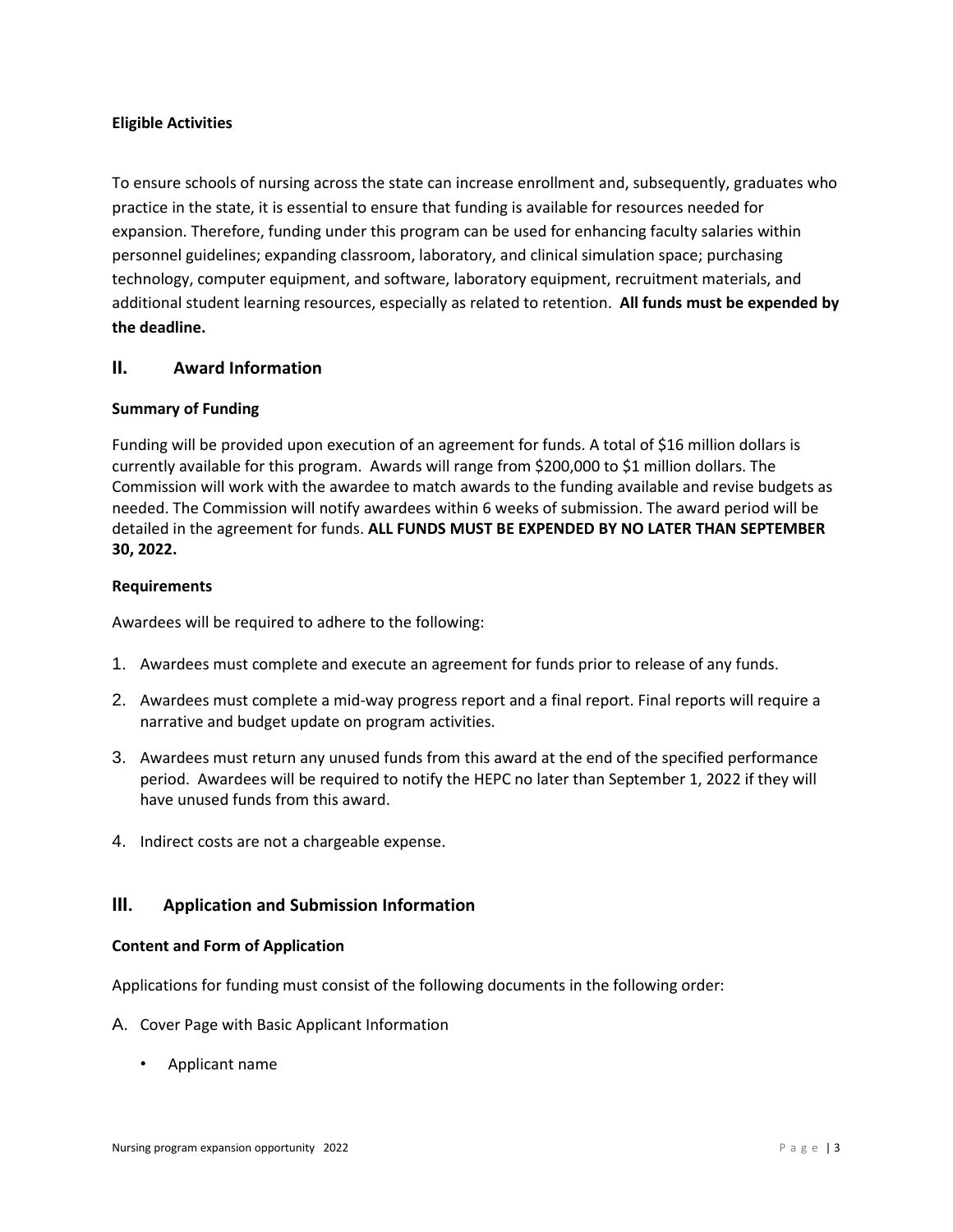**Eligible Activities**

To ensure schools of nursing across the state can increase enrollment and, subsequently, graduates who practice in the state, it is essential to ensure that funding is available for resources needed for expansion. Therefore, funding under this program can be used for enhancing faculty salaries within personnel guidelines; expanding classroom, laboratory, and clinical simulation space; purchasing technology, computer equipment, and software, laboratory equipment, recruitment materials, and additional student learning resources, especially as related to retention. **All funds must be expended by the deadline.**

## II. Award Information

**Summary of Funding**

Funding will be provided upon execution of an agreement for funds. A total of $16 million dollars is currently available for this program. Awards will range from $200,000 to $1 million dollars. The Commission will work with the awardee to match awards to the funding available and revise budgets as needed. The Commission will notify awardees within 6 weeks of submission. The award period will be detailed in the agreement for funds. **ALL FUNDS MUST BE EXPENDED BY NO LATER THAN SEPTEMBER 30, 2022.**

**Requirements**

Awardees will be required to adhere to the following:

1. Awardees must complete and execute an agreement for funds prior to release of any funds.
2. Awardees must complete a mid-way progress report and a final report. Final reports will require a narrative and budget update on program activities.
3. Awardees must return any unused funds from this award at the end of the specified performance period. Awardees will be required to notify the HEPC no later than September 1, 2022 if they will have unused funds from this award.
4. Indirect costs are not a chargeable expense.

## III. Application and Submission Information

**Content and Form of Application**

Applications for funding must consist of the following documents in the following order:

A. Cover Page with Basic Applicant Information

- Applicant name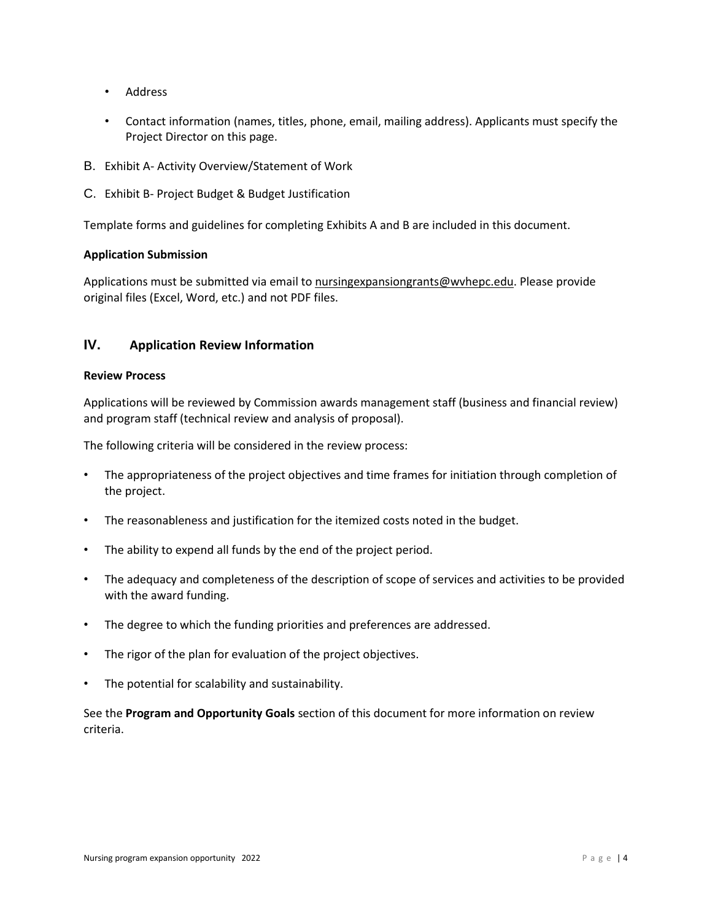- Address
- Contact information (names, titles, phone, email, mailing address). Applicants must specify the Project Director on this page.

B. Exhibit A- Activity Overview/Statement of Work

C. Exhibit B- Project Budget & Budget Justification

Template forms and guidelines for completing Exhibits A and B are included in this document.

**Application Submission**

Applications must be submitted via email to nursingexpansiongrants@wvhepc.edu. Please provide original files (Excel, Word, etc.) and not PDF files.

## IV. Application Review Information

**Review Process**

Applications will be reviewed by Commission awards management staff (business and financial review) and program staff (technical review and analysis of proposal).

The following criteria will be considered in the review process:

- The appropriateness of the project objectives and time frames for initiation through completion of the project.
- The reasonableness and justification for the itemized costs noted in the budget.
- The ability to expend all funds by the end of the project period.
- The adequacy and completeness of the description of scope of services and activities to be provided with the award funding.
- The degree to which the funding priorities and preferences are addressed.
- The rigor of the plan for evaluation of the project objectives.
- The potential for scalability and sustainability.

See the **Program and Opportunity Goals** section of this document for more information on review criteria.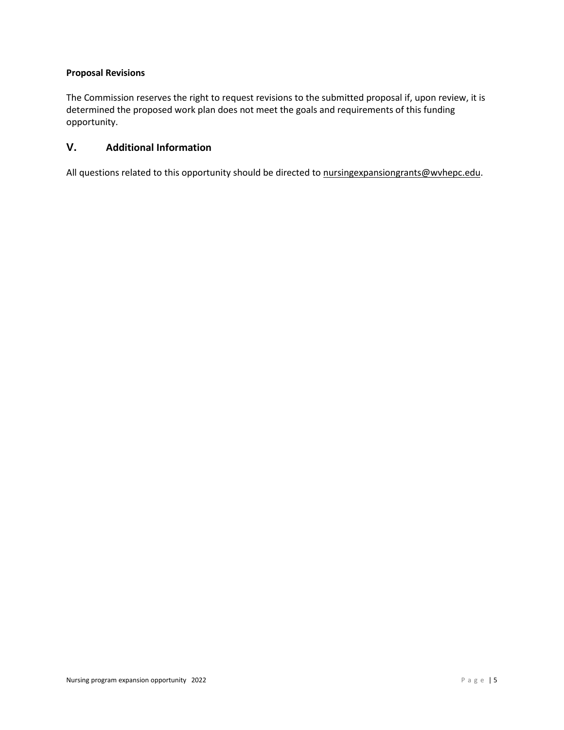**Proposal Revisions**

The Commission reserves the right to request revisions to the submitted proposal if, upon review, it is determined the proposed work plan does not meet the goals and requirements of this funding opportunity.

## V. Additional Information

All questions related to this opportunity should be directed to nursingexpansiongrants@wvhepc.edu.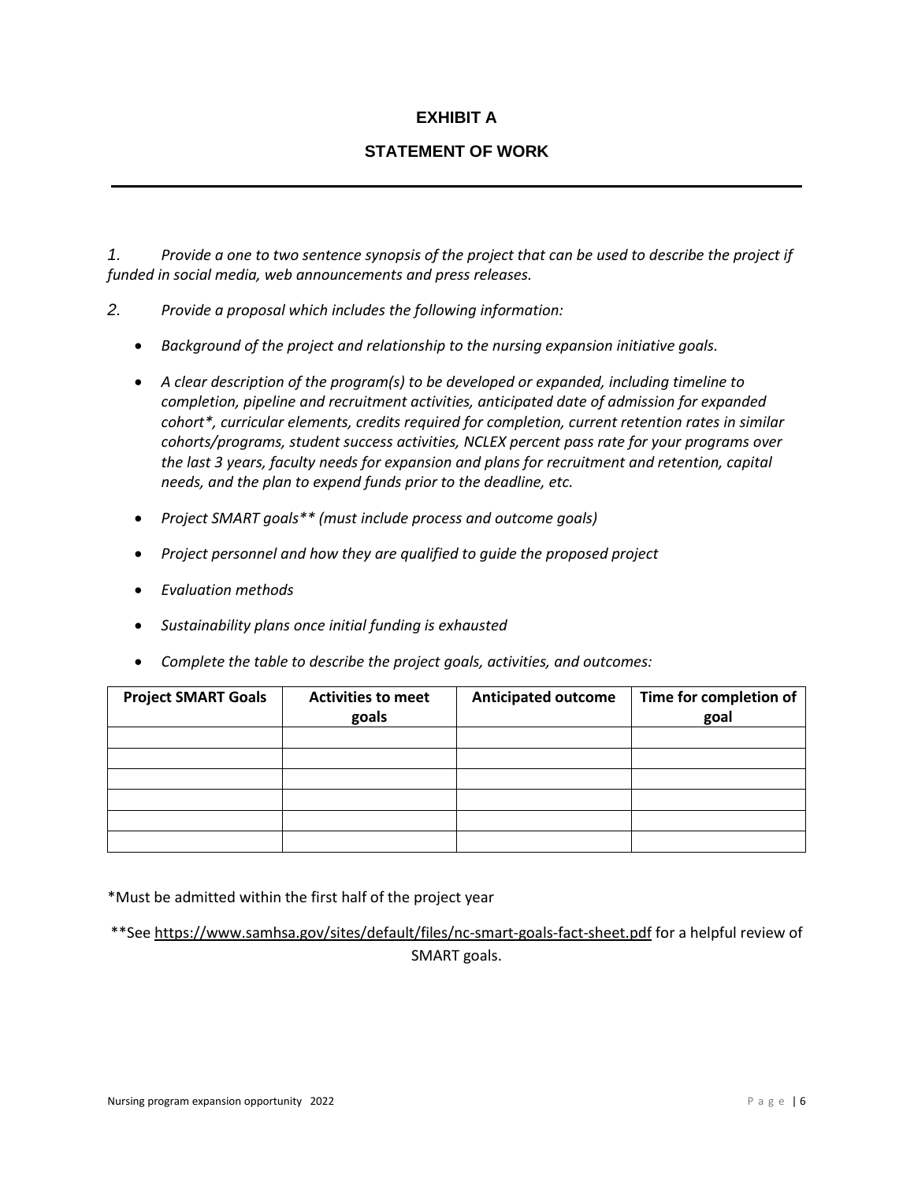# EXHIBIT A

## STATEMENT OF WORK

---

*1. Provide a one to two sentence synopsis of the project that can be used to describe the project if funded in social media, web announcements and press releases.*

*2. Provide a proposal which includes the following information:*

- *Background of the project and relationship to the nursing expansion initiative goals.*
- *A clear description of the program(s) to be developed or expanded, including timeline to completion, pipeline and recruitment activities, anticipated date of admission for expanded cohort\*, curricular elements, credits required for completion, current retention rates in similar cohorts/programs, student success activities, NCLEX percent pass rate for your programs over the last 3 years, faculty needs for expansion and plans for recruitment and retention, capital needs, and the plan to expend funds prior to the deadline, etc.*
- *Project SMART goals\*\* (must include process and outcome goals)*
- *Project personnel and how they are qualified to guide the proposed project*
- *Evaluation methods*
- *Sustainability plans once initial funding is exhausted*
- *Complete the table to describe the project goals, activities, and outcomes:*

| Project SMART Goals | Activities to meet goals | Anticipated outcome | Time for completion of goal |
|---|---|---|---|
| | | | |
| | | | |
| | | | |
| | | | |
| | | | |
| | | | |

\*Must be admitted within the first half of the project year

\*\*See https://www.samhsa.gov/sites/default/files/nc-smart-goals-fact-sheet.pdf for a helpful review of SMART goals.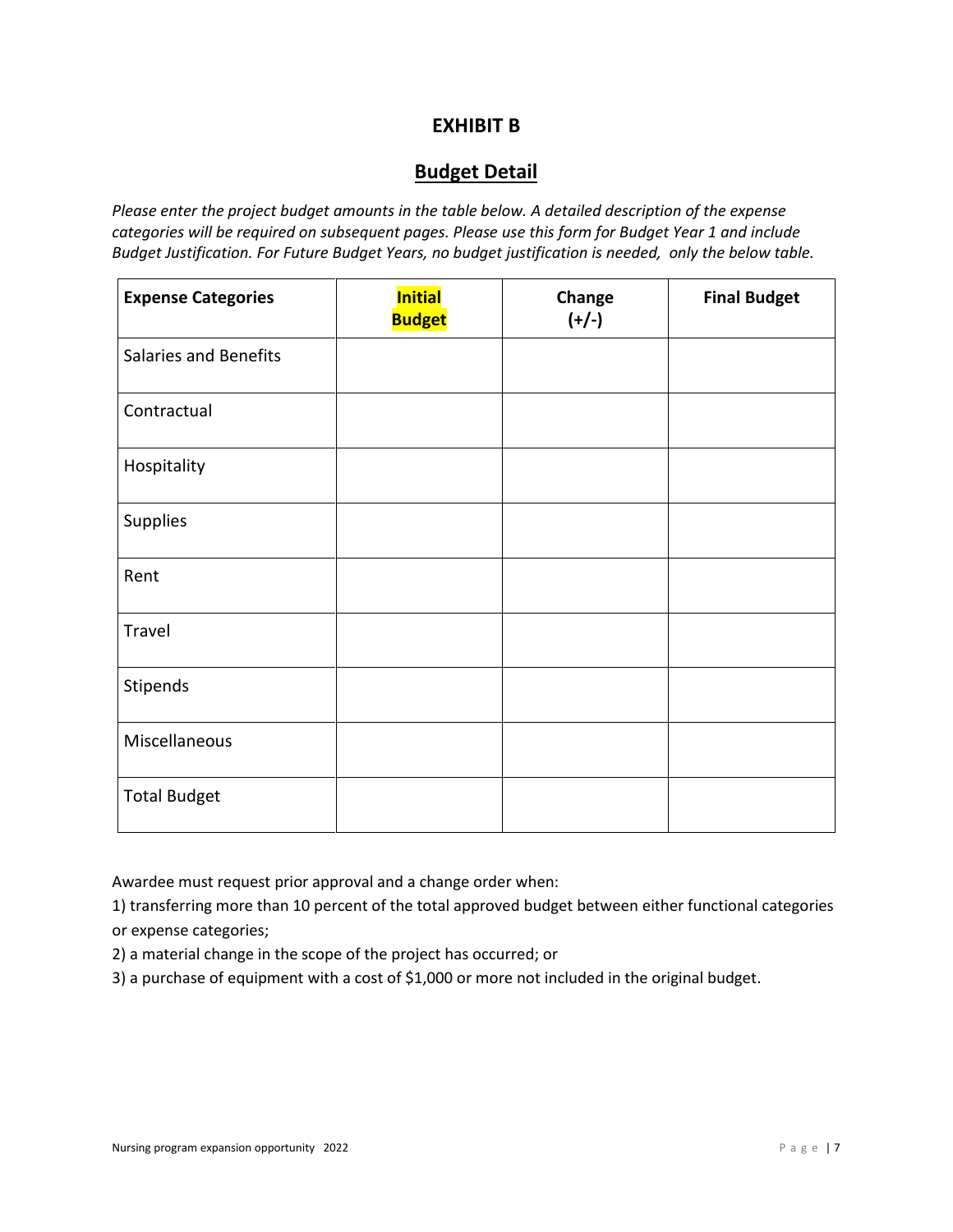# EXHIBIT B

## Budget Detail

*Please enter the project budget amounts in the table below. A detailed description of the expense categories will be required on subsequent pages. Please use this form for Budget Year 1 and include Budget Justification. For Future Budget Years, no budget justification is needed, only the below table.*

| Expense Categories | Initial Budget | Change (+/-) | Final Budget |
|---|---|---|---|
| Salaries and Benefits | | | |
| Contractual | | | |
| Hospitality | | | |
| Supplies | | | |
| Rent | | | |
| Travel | | | |
| Stipends | | | |
| Miscellaneous | | | |
| Total Budget | | | |

Awardee must request prior approval and a change order when:

1) transferring more than 10 percent of the total approved budget between either functional categories or expense categories;
2) a material change in the scope of the project has occurred; or
3) a purchase of equipment with a cost of $1,000 or more not included in the original budget.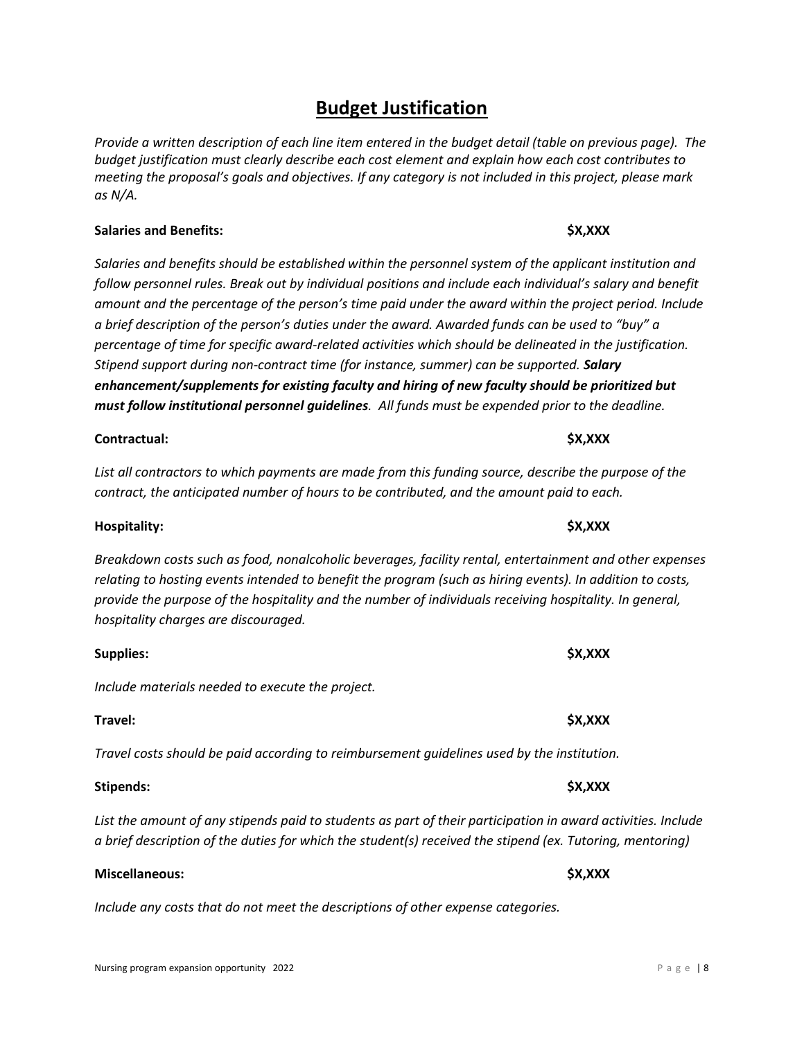# Budget Justification

*Provide a written description of each line item entered in the budget detail (table on previous page). The budget justification must clearly describe each cost element and explain how each cost contributes to meeting the proposal's goals and objectives. If any category is not included in this project, please mark as N/A.*

**Salaries and Benefits:** **$X,XXX**

*Salaries and benefits should be established within the personnel system of the applicant institution and follow personnel rules. Break out by individual positions and include each individual's salary and benefit amount and the percentage of the person's time paid under the award within the project period. Include a brief description of the person's duties under the award. Awarded funds can be used to "buy" a percentage of time for specific award-related activities which should be delineated in the justification. Stipend support during non-contract time (for instance, summer) can be supported.* ***Salary enhancement/supplements for existing faculty and hiring of new faculty should be prioritized but must follow institutional personnel guidelines****. All funds must be expended prior to the deadline.*

**Contractual:** **$X,XXX**

*List all contractors to which payments are made from this funding source, describe the purpose of the contract, the anticipated number of hours to be contributed, and the amount paid to each.*

**Hospitality:** **$X,XXX**

*Breakdown costs such as food, nonalcoholic beverages, facility rental, entertainment and other expenses relating to hosting events intended to benefit the program (such as hiring events). In addition to costs, provide the purpose of the hospitality and the number of individuals receiving hospitality. In general, hospitality charges are discouraged.*

**Supplies:** **$X,XXX**

*Include materials needed to execute the project.*

**Travel:** **$X,XXX**

*Travel costs should be paid according to reimbursement guidelines used by the institution.*

**Stipends:** **$X,XXX**

*List the amount of any stipends paid to students as part of their participation in award activities. Include a brief description of the duties for which the student(s) received the stipend (ex. Tutoring, mentoring)*

**Miscellaneous:** **$X,XXX**

*Include any costs that do not meet the descriptions of other expense categories.*